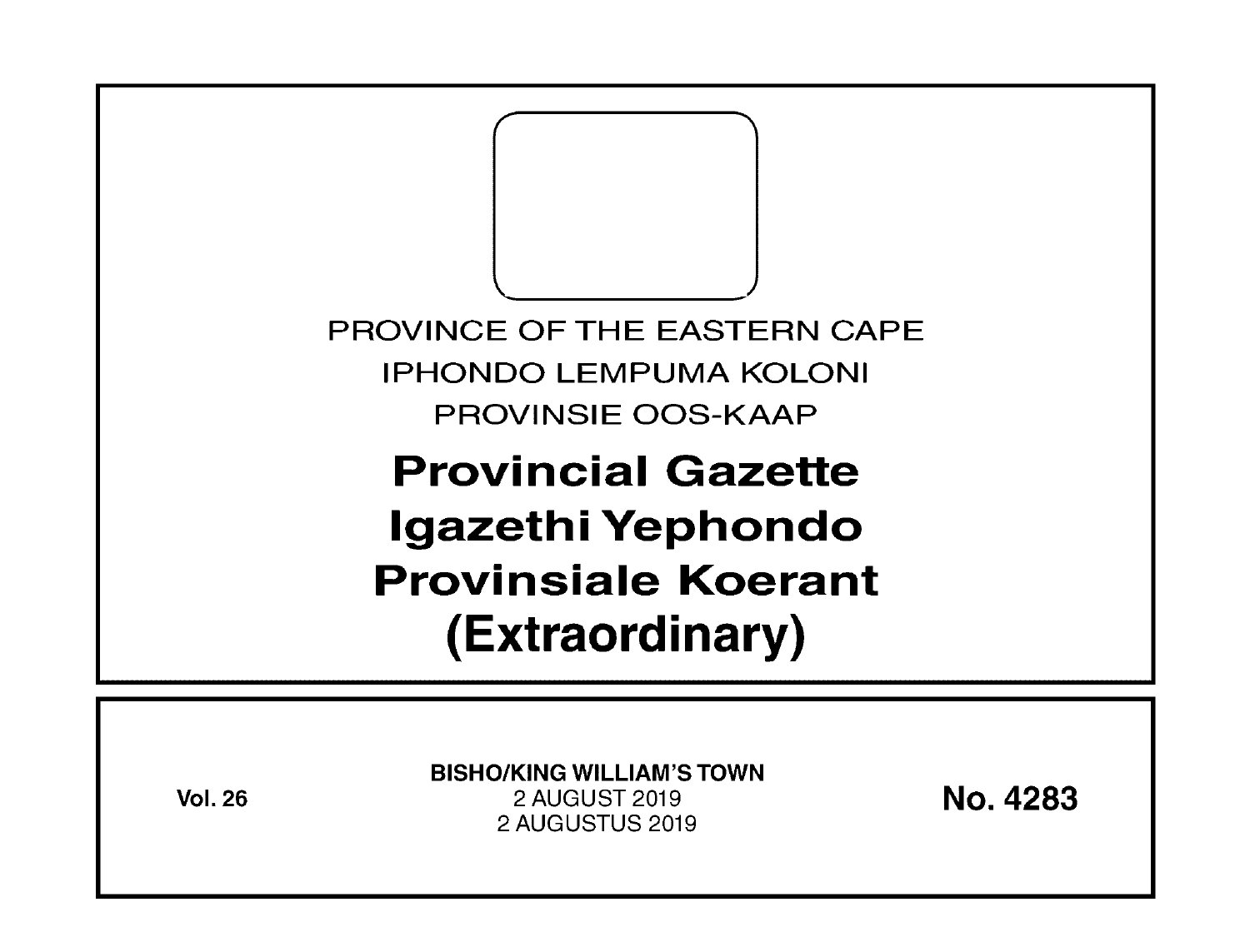PROVINCE OF THE EASTERN CAPE

IPHONDO LEMPUMA KOLONI

PROVINSIE OOS-KAAP

# Provincial Gazette
# Igazethi Yephondo
# Provinsiale Koerant
# (Extraordinary)

**Vol. 26**

**BISHO/KING WILLIAM'S TOWN**

2 AUGUST 2019

2 AUGUSTUS 2019

**No. 4283**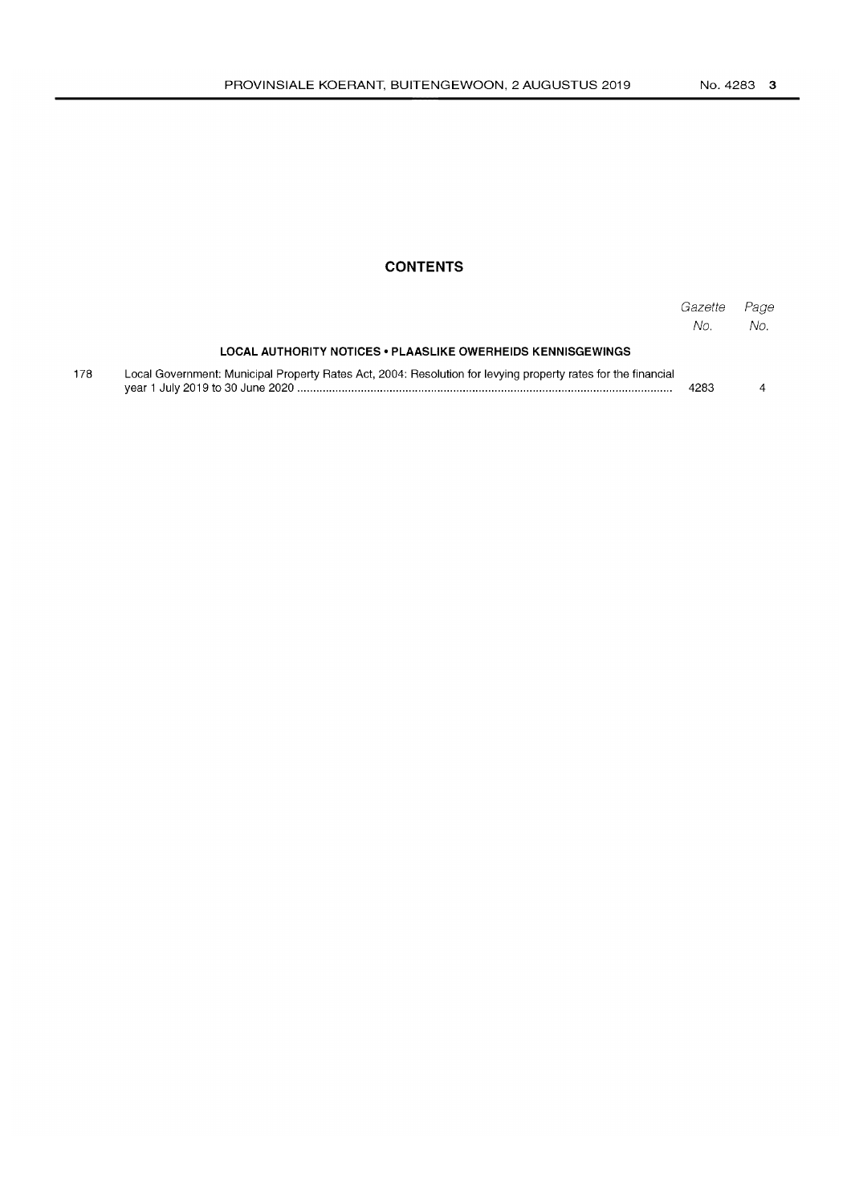## CONTENTS

| | | *Gazette No.* | *Page No.* |
|---|---|---|---|
| | **LOCAL AUTHORITY NOTICES • PLAASLIKE OWERHEIDS KENNISGEWINGS** | | |
| 178 | Local Government: Municipal Property Rates Act, 2004: Resolution for levying property rates for the financial year 1 July 2019 to 30 June 2020 .................................................................................................................... | 4283 | 4 |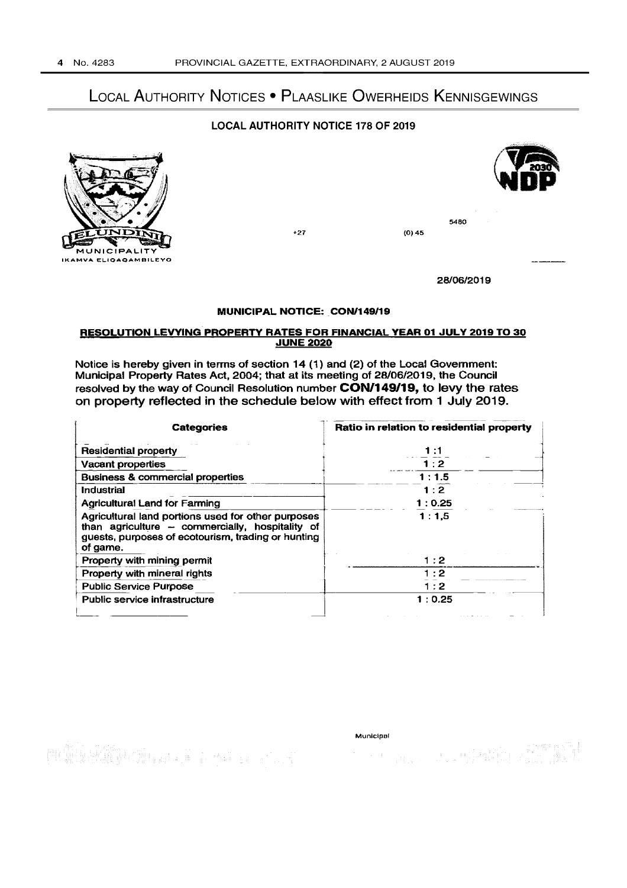# Local Authority Notices • Plaaslike Owerheids Kennisgewings

## LOCAL AUTHORITY NOTICE 178 OF 2019

ELUNDINI MUNICIPALITY
IKAMVA ELIQAQAMBILEYO

5480

+27 (0) 45

28/06/2019

### MUNICIPAL NOTICE: CON/149/19

**RESOLUTION LEVYING PROPERTY RATES FOR FINANCIAL YEAR 01 JULY 2019 TO 30 JUNE 2020**

Notice is hereby given in terms of section 14 (1) and (2) of the Local Government: Municipal Property Rates Act, 2004; that at its meeting of 28/06/2019, the Council resolved by the way of Council Resolution number **CON/149/19,** to levy the rates on property reflected in the schedule below with effect from 1 July 2019.

| Categories | Ratio in relation to residential property |
|---|---|
| Residential property | 1 :1 |
| Vacant properties | 1 : 2 |
| Business & commercial properties | 1 : 1.5 |
| Industrial | 1 : 2 |
| Agricultural Land for Farming | 1 : 0.25 |
| Agricultural land portions used for other purposes than agriculture – commercially, hospitality of guests, purposes of ecotourism, trading or hunting of game. | 1 : 1,5 |
| Property with mining permit | 1 : 2 |
| Property with mineral rights | 1 : 2 |
| Public Service Purpose | 1 : 2 |
| Public service infrastructure | 1 : 0.25 |

Municipal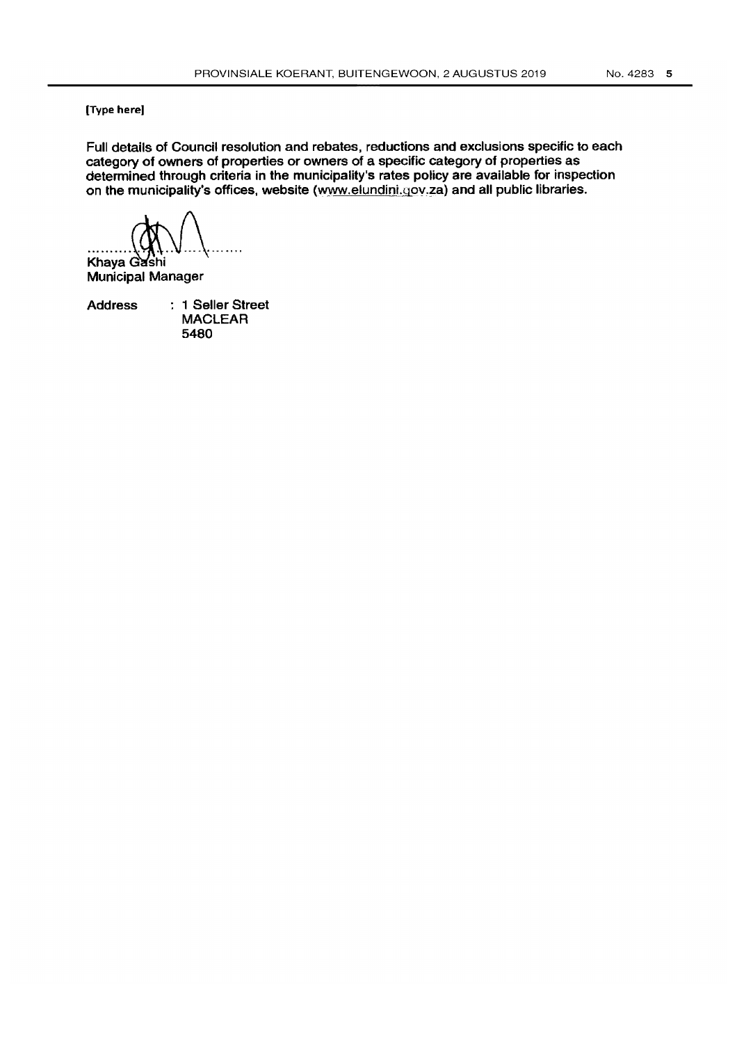[Type here]

**Full details of Council resolution and rebates, reductions and exclusions specific to each category of owners of properties or owners of a specific category of properties as determined through criteria in the municipality's rates policy are available for inspection on the municipality's offices, website (www.elundini.gov.za) and all public libraries.**

..............................

**Khaya Gashi**
**Municipal Manager**

**Address : 1 Seller Street**
**MACLEAR**
**5480**